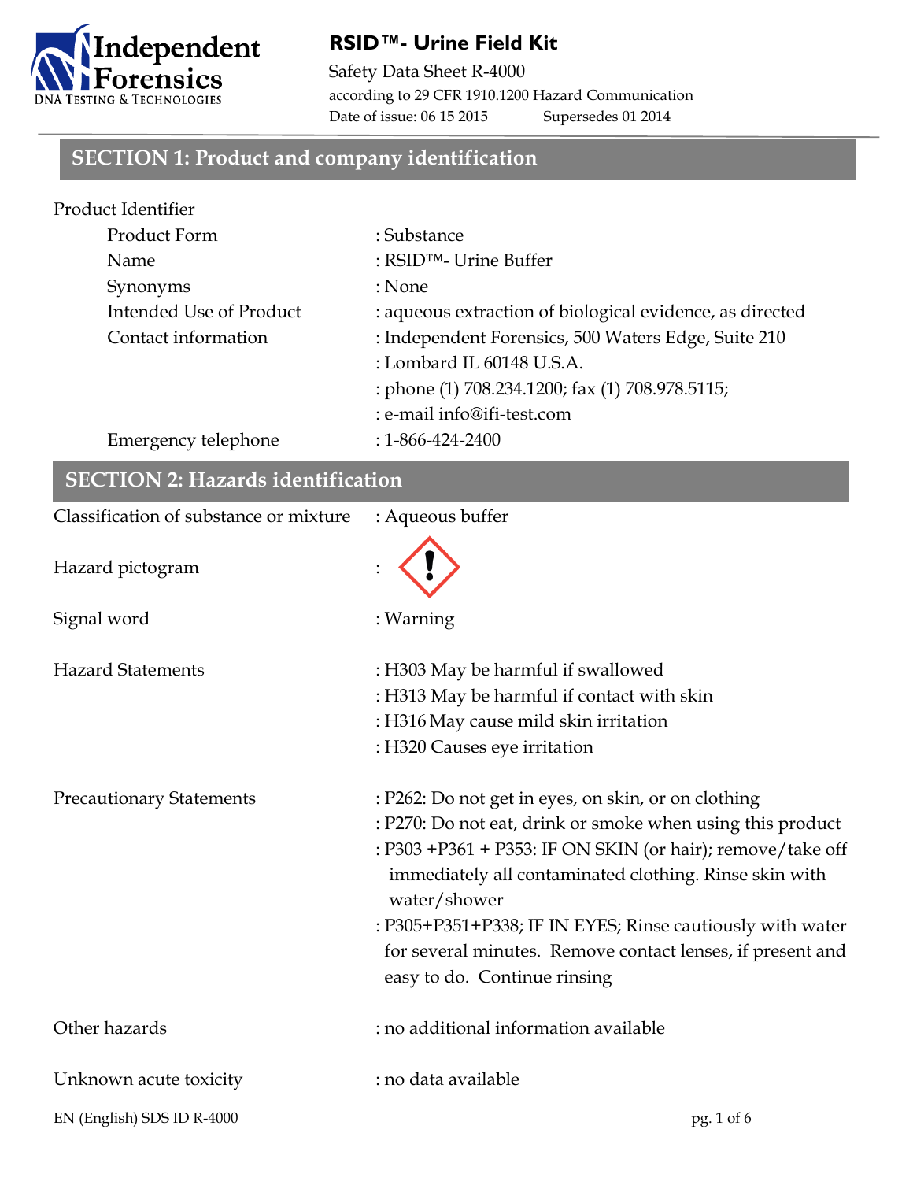# RSID™- Urine Field Kit

Safety Data Sheet R-4000

according to 29 CFR 1910.1200 Hazard Communication

Date of issue: 06 15 2015 Supersedes 01 2014

## SECTION 1: Product and company identification

Product Identifier

| | |
|---|---|
| Product Form | : Substance |
| Name | : RSID™- Urine Buffer |
| Synonyms | : None |
| Intended Use of Product | : aqueous extraction of biological evidence, as directed |
| Contact information | : Independent Forensics, 500 Waters Edge, Suite 210 |
| | : Lombard IL 60148 U.S.A. |
| | : phone (1) 708.234.1200; fax (1) 708.978.5115; |
| | : e-mail info@ifi-test.com |
| Emergency telephone | : 1-866-424-2400 |

## SECTION 2: Hazards identification

Classification of substance or mixture : Aqueous buffer

Hazard pictogram :

Signal word : Warning

Hazard Statements
: H303 May be harmful if swallowed
: H313 May be harmful if contact with skin
: H316 May cause mild skin irritation
: H320 Causes eye irritation

Precautionary Statements
: P262: Do not get in eyes, on skin, or on clothing
: P270: Do not eat, drink or smoke when using this product
: P303 +P361 + P353: IF ON SKIN (or hair); remove/take off immediately all contaminated clothing. Rinse skin with water/shower
: P305+P351+P338; IF IN EYES; Rinse cautiously with water for several minutes. Remove contact lenses, if present and easy to do. Continue rinsing

Other hazards : no additional information available

Unknown acute toxicity : no data available

EN (English) SDS ID R-4000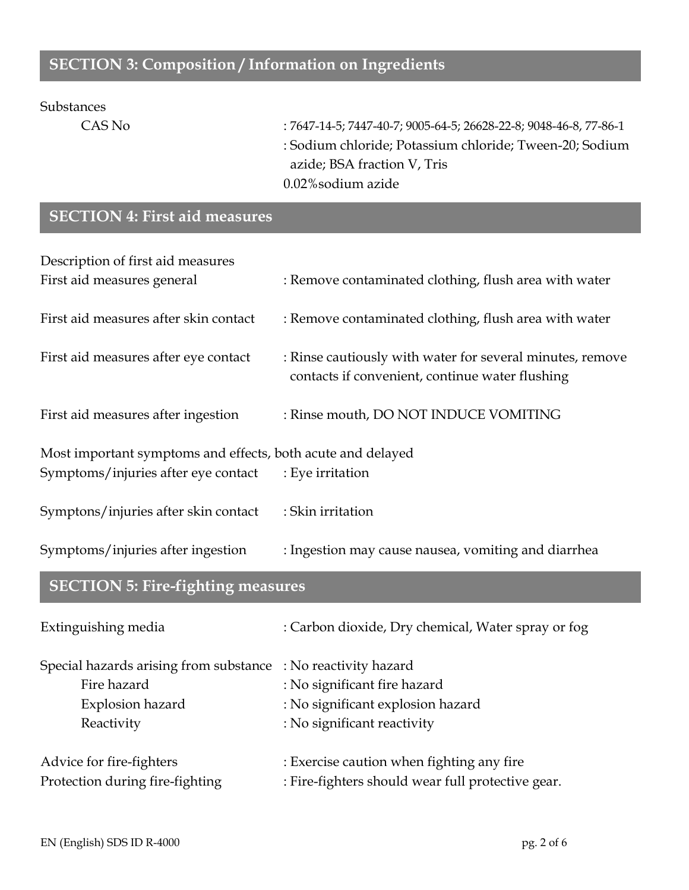## SECTION 3: Composition / Information on Ingredients

Substances

| | |
|---|---|
| CAS No | : 7647-14-5; 7447-40-7; 9005-64-5; 26628-22-8; 9048-46-8, 77-86-1 |
| | : Sodium chloride; Potassium chloride; Tween-20; Sodium azide; BSA fraction V, Tris |
| | 0.02%sodium azide |

## SECTION 4: First aid measures

Description of first aid measures

| | |
|---|---|
| First aid measures general | : Remove contaminated clothing, flush area with water |
| First aid measures after skin contact | : Remove contaminated clothing, flush area with water |
| First aid measures after eye contact | : Rinse cautiously with water for several minutes, remove contacts if convenient, continue water flushing |
| First aid measures after ingestion | : Rinse mouth, DO NOT INDUCE VOMITING |

Most important symptoms and effects, both acute and delayed

| | |
|---|---|
| Symptoms/injuries after eye contact | : Eye irritation |
| Symptons/injuries after skin contact | : Skin irritation |
| Symptoms/injuries after ingestion | : Ingestion may cause nausea, vomiting and diarrhea |

## SECTION 5: Fire-fighting measures

| | |
|---|---|
| Extinguishing media | : Carbon dioxide, Dry chemical, Water spray or fog |
| Special hazards arising from substance | : No reactivity hazard |
| Fire hazard | : No significant fire hazard |
| Explosion hazard | : No significant explosion hazard |
| Reactivity | : No significant reactivity |
| Advice for fire-fighters | : Exercise caution when fighting any fire |
| Protection during fire-fighting | : Fire-fighters should wear full protective gear. |

EN (English) SDS ID R-4000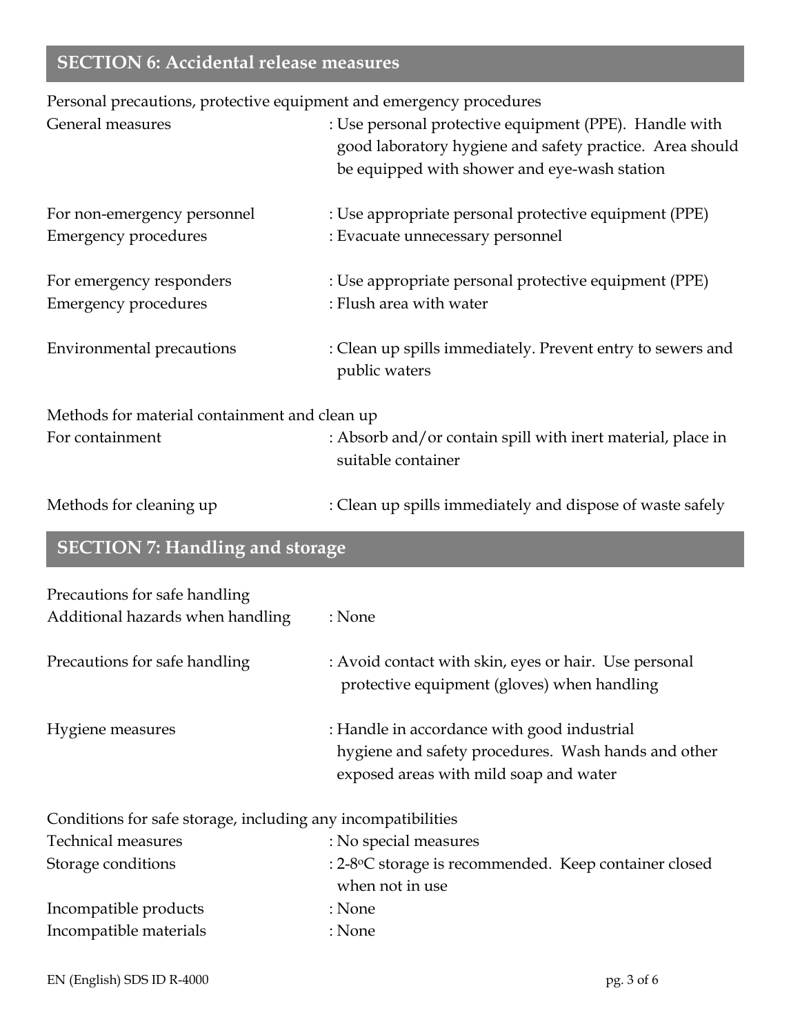## SECTION 6: Accidental release measures

Personal precautions, protective equipment and emergency procedures

| | |
|---|---|
| General measures | : Use personal protective equipment (PPE). Handle with good laboratory hygiene and safety practice. Area should be equipped with shower and eye-wash station |
| For non-emergency personnel | : Use appropriate personal protective equipment (PPE) |
| Emergency procedures | : Evacuate unnecessary personnel |
| For emergency responders | : Use appropriate personal protective equipment (PPE) |
| Emergency procedures | : Flush area with water |
| Environmental precautions | : Clean up spills immediately. Prevent entry to sewers and public waters |

Methods for material containment and clean up

| | |
|---|---|
| For containment | : Absorb and/or contain spill with inert material, place in suitable container |
| Methods for cleaning up | : Clean up spills immediately and dispose of waste safely |

## SECTION 7: Handling and storage

Precautions for safe handling

| | |
|---|---|
| Additional hazards when handling | : None |
| Precautions for safe handling | : Avoid contact with skin, eyes or hair. Use personal protective equipment (gloves) when handling |
| Hygiene measures | : Handle in accordance with good industrial hygiene and safety procedures. Wash hands and other exposed areas with mild soap and water |

Conditions for safe storage, including any incompatibilities

| | |
|---|---|
| Technical measures | : No special measures |
| Storage conditions | : 2-8°C storage is recommended. Keep container closed when not in use |
| Incompatible products | : None |
| Incompatible materials | : None |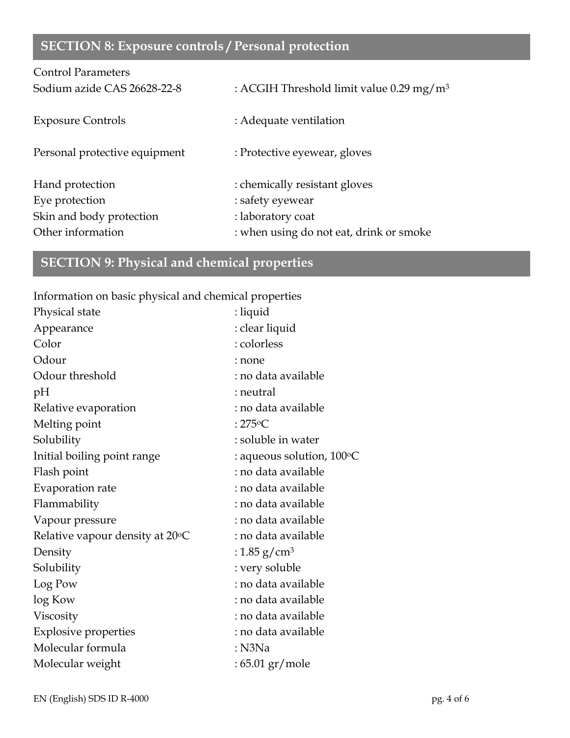## SECTION 8: Exposure controls / Personal protection

| | |
|---|---|
| Control Parameters | |
| Sodium azide CAS 26628-22-8 | : ACGIH Threshold limit value 0.29 mg/m$^3$ |
| Exposure Controls | : Adequate ventilation |
| Personal protective equipment | : Protective eyewear, gloves |
| Hand protection | : chemically resistant gloves |
| Eye protection | : safety eyewear |
| Skin and body protection | : laboratory coat |
| Other information | : when using do not eat, drink or smoke |

## SECTION 9: Physical and chemical properties

Information on basic physical and chemical properties

| | |
|---|---|
| Physical state | : liquid |
| Appearance | : clear liquid |
| Color | : colorless |
| Odour | : none |
| Odour threshold | : no data available |
| pH | : neutral |
| Relative evaporation | : no data available |
| Melting point | : 275$^o$C |
| Solubility | : soluble in water |
| Initial boiling point range | : aqueous solution, 100$^o$C |
| Flash point | : no data available |
| Evaporation rate | : no data available |
| Flammability | : no data available |
| Vapour pressure | : no data available |
| Relative vapour density at 20$^o$C | : no data available |
| Density | : 1.85 g/cm$^3$ |
| Solubility | : very soluble |
| Log Pow | : no data available |
| log Kow | : no data available |
| Viscosity | : no data available |
| Explosive properties | : no data available |
| Molecular formula | : N3Na |
| Molecular weight | : 65.01 gr/mole |

EN (English) SDS ID R-4000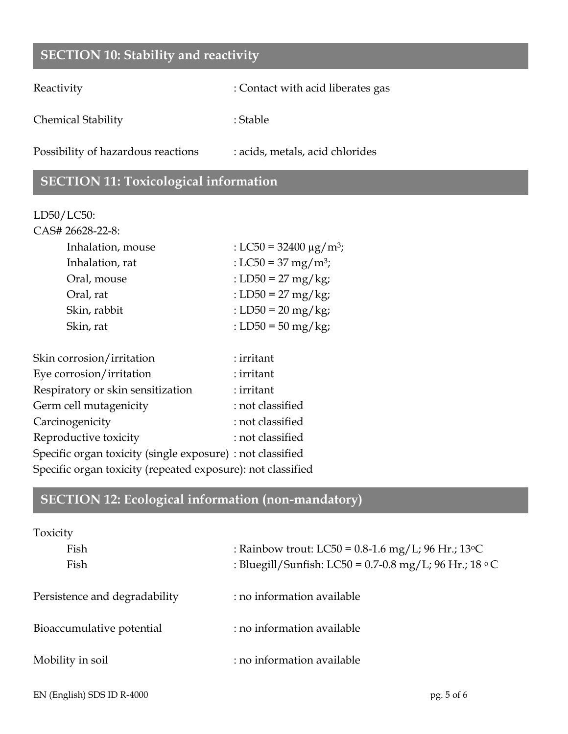## SECTION 10: Stability and reactivity

| | |
|---|---|
| Reactivity | : Contact with acid liberates gas |
| Chemical Stability | : Stable |
| Possibility of hazardous reactions | : acids, metals, acid chlorides |

## SECTION 11: Toxicological information

LD50/LC50:

CAS# 26628-22-8:

| | |
|---|---|
| Inhalation, mouse | : LC50 = 32400 μg/m$^3$; |
| Inhalation, rat | : LC50 = 37 mg/m$^3$; |
| Oral, mouse | : LD50 = 27 mg/kg; |
| Oral, rat | : LD50 = 27 mg/kg; |
| Skin, rabbit | : LD50 = 20 mg/kg; |
| Skin, rat | : LD50 = 50 mg/kg; |

| | |
|---|---|
| Skin corrosion/irritation | : irritant |
| Eye corrosion/irritation | : irritant |
| Respiratory or skin sensitization | : irritant |
| Germ cell mutagenicity | : not classified |
| Carcinogenicity | : not classified |
| Reproductive toxicity | : not classified |
| Specific organ toxicity (single exposure) | : not classified |
| Specific organ toxicity (repeated exposure) | : not classified |

## SECTION 12: Ecological information (non-mandatory)

Toxicity

| | |
|---|---|
| Fish | : Rainbow trout: LC50 = 0.8-1.6 mg/L; 96 Hr.; 13°C |
| Fish | : Bluegill/Sunfish: LC50 = 0.7-0.8 mg/L; 96 Hr.; 18 °C |

| | |
|---|---|
| Persistence and degradability | : no information available |
| Bioaccumulative potential | : no information available |
| Mobility in soil | : no information available |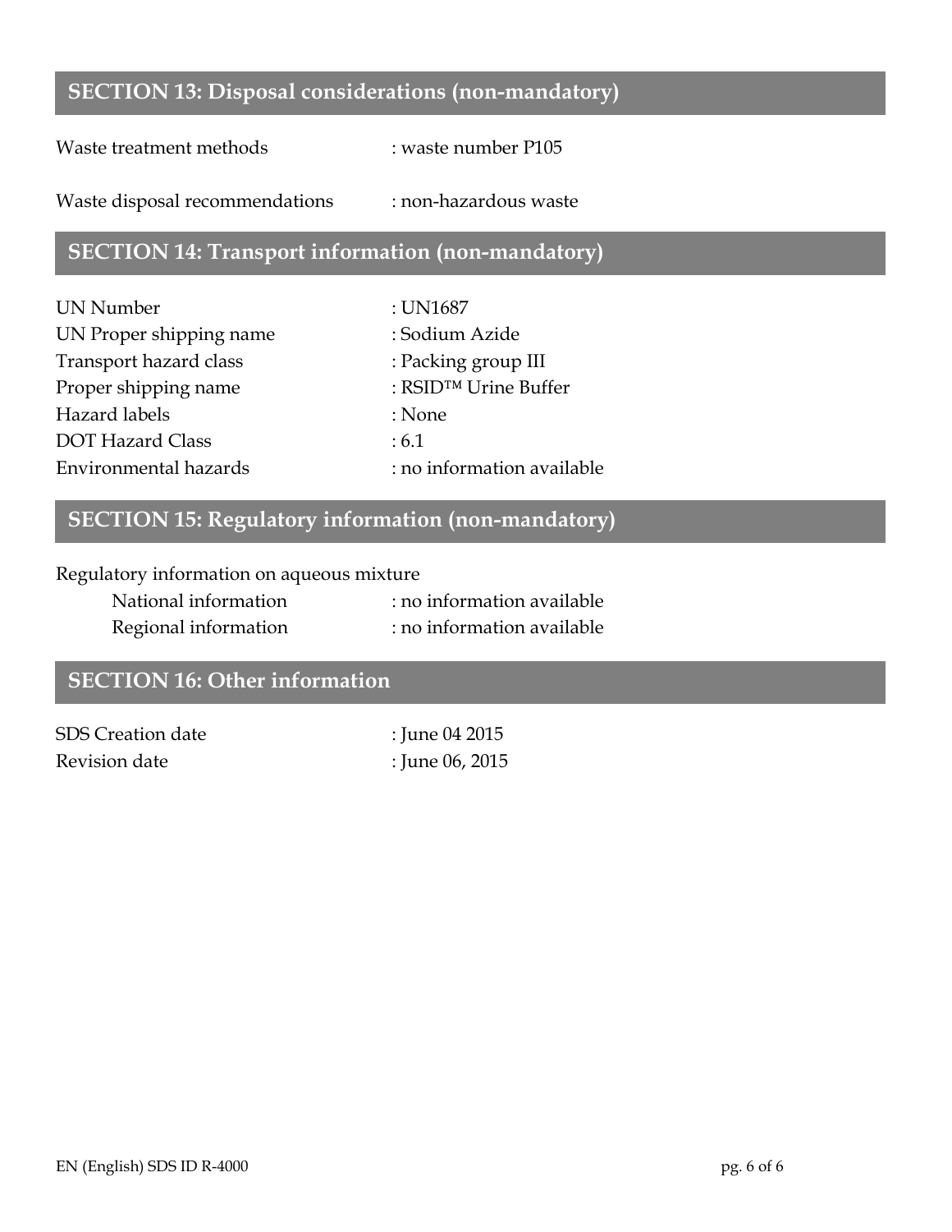## SECTION 13: Disposal considerations (non-mandatory)

| | |
|---|---|
| Waste treatment methods | : waste number P105 |
| Waste disposal recommendations | : non-hazardous waste |

## SECTION 14: Transport information (non-mandatory)

| | |
|---|---|
| UN Number | : UN1687 |
| UN Proper shipping name | : Sodium Azide |
| Transport hazard class | : Packing group III |
| Proper shipping name | : RSID™ Urine Buffer |
| Hazard labels | : None |
| DOT Hazard Class | : 6.1 |
| Environmental hazards | : no information available |

## SECTION 15: Regulatory information (non-mandatory)

Regulatory information on aqueous mixture

| | |
|---|---|
| National information | : no information available |
| Regional information | : no information available |

## SECTION 16: Other information

| | |
|---|---|
| SDS Creation date | : June 04 2015 |
| Revision date | : June 06, 2015 |